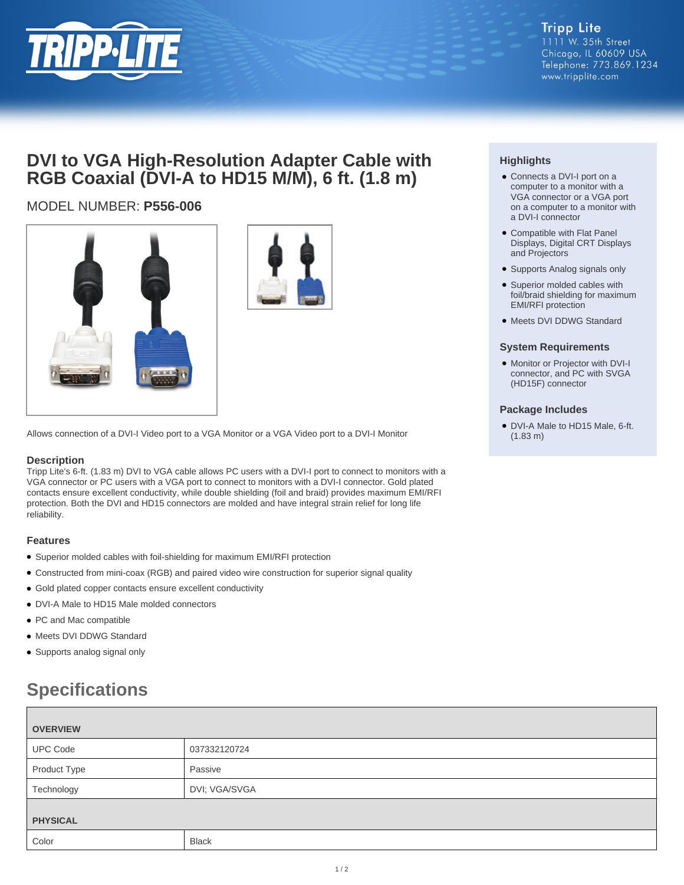Tripp Lite
1111 W. 35th Street
Chicago, IL 60609 USA
Telephone: 773.869.1234
www.tripplite.com

# DVI to VGA High-Resolution Adapter Cable with RGB Coaxial (DVI-A to HD15 M/M), 6 ft. (1.8 m)

MODEL NUMBER: **P556-006**

Allows connection of a DVI-I Video port to a VGA Monitor or a VGA Video port to a DVI-I Monitor

### Description

Tripp Lite's 6-ft. (1.83 m) DVI to VGA cable allows PC users with a DVI-I port to connect to monitors with a VGA connector or PC users with a VGA port to connect to monitors with a DVI-I connector. Gold plated contacts ensure excellent conductivity, while double shielding (foil and braid) provides maximum EMI/RFI protection. Both the DVI and HD15 connectors are molded and have integral strain relief for long life reliability.

### Features

- Superior molded cables with foil-shielding for maximum EMI/RFI protection
- Constructed from mini-coax (RGB) and paired video wire construction for superior signal quality
- Gold plated copper contacts ensure excellent conductivity
- DVI-A Male to HD15 Male molded connectors
- PC and Mac compatible
- Meets DVI DDWG Standard
- Supports analog signal only

### Highlights

- Connects a DVI-I port on a computer to a monitor with a VGA connector or a VGA port on a computer to a monitor with a DVI-I connector
- Compatible with Flat Panel Displays, Digital CRT Displays and Projectors
- Supports Analog signals only
- Superior molded cables with foil/braid shielding for maximum EMI/RFI protection
- Meets DVI DDWG Standard

### System Requirements

- Monitor or Projector with DVI-I connector, and PC with SVGA (HD15F) connector

### Package Includes

- DVI-A Male to HD15 Male, 6-ft. (1.83 m)

## Specifications

| OVERVIEW | |
|---|---|
| UPC Code | 037332120724 |
| Product Type | Passive |
| Technology | DVI; VGA/SVGA |
| **PHYSICAL** | |
| Color | Black |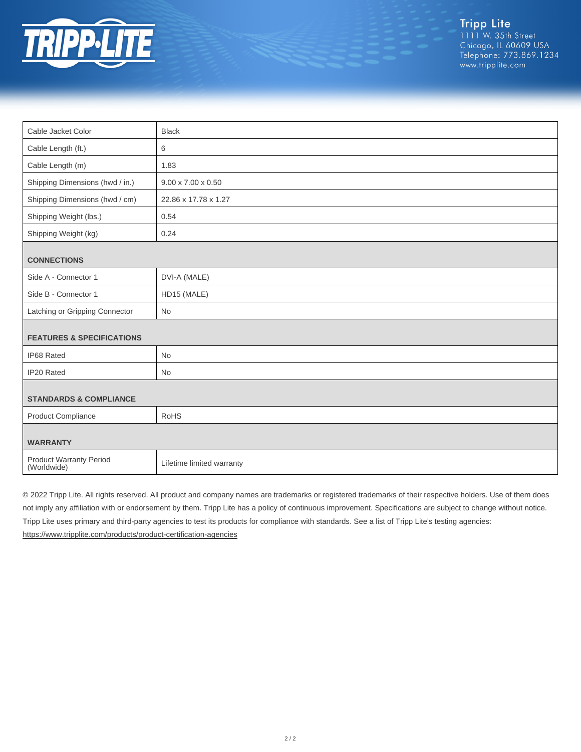| | |
|---|---|
| Cable Jacket Color | Black |
| Cable Length (ft.) | 6 |
| Cable Length (m) | 1.83 |
| Shipping Dimensions (hwd / in.) | 9.00 x 7.00 x 0.50 |
| Shipping Dimensions (hwd / cm) | 22.86 x 17.78 x 1.27 |
| Shipping Weight (lbs.) | 0.54 |
| Shipping Weight (kg) | 0.24 |
| **CONNECTIONS** | |
| Side A - Connector 1 | DVI-A (MALE) |
| Side B - Connector 1 | HD15 (MALE) |
| Latching or Gripping Connector | No |
| **FEATURES & SPECIFICATIONS** | |
| IP68 Rated | No |
| IP20 Rated | No |
| **STANDARDS & COMPLIANCE** | |
| Product Compliance | RoHS |
| **WARRANTY** | |
| Product Warranty Period (Worldwide) | Lifetime limited warranty |

© 2022 Tripp Lite. All rights reserved. All product and company names are trademarks or registered trademarks of their respective holders. Use of them does not imply any affiliation with or endorsement by them. Tripp Lite has a policy of continuous improvement. Specifications are subject to change without notice. Tripp Lite uses primary and third-party agencies to test its products for compliance with standards. See a list of Tripp Lite's testing agencies: https://www.tripplite.com/products/product-certification-agencies